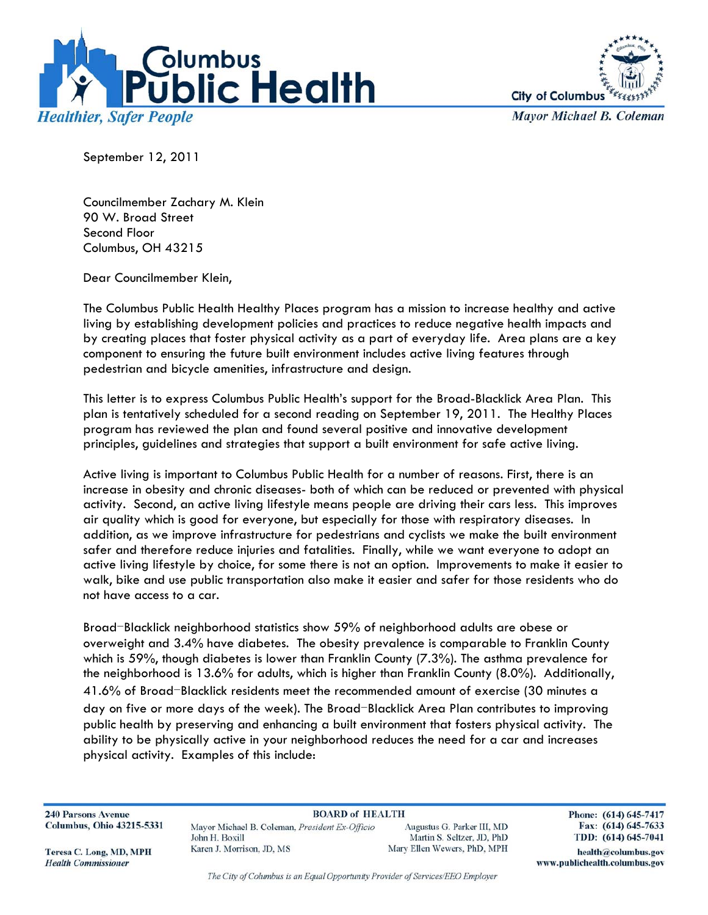**Columbus Public Health**

*Healthier, Safer People*

City of Columbus

*Mayor Michael B. Coleman*

September 12, 2011

Councilmember Zachary M. Klein
90 W. Broad Street
Second Floor
Columbus, OH 43215

Dear Councilmember Klein,

The Columbus Public Health Healthy Places program has a mission to increase healthy and active living by establishing development policies and practices to reduce negative health impacts and by creating places that foster physical activity as a part of everyday life. Area plans are a key component to ensuring the future built environment includes active living features through pedestrian and bicycle amenities, infrastructure and design.

This letter is to express Columbus Public Health's support for the Broad-Blacklick Area Plan. This plan is tentatively scheduled for a second reading on September 19, 2011. The Healthy Places program has reviewed the plan and found several positive and innovative development principles, guidelines and strategies that support a built environment for safe active living.

Active living is important to Columbus Public Health for a number of reasons. First, there is an increase in obesity and chronic diseases- both of which can be reduced or prevented with physical activity. Second, an active living lifestyle means people are driving their cars less. This improves air quality which is good for everyone, but especially for those with respiratory diseases. In addition, as we improve infrastructure for pedestrians and cyclists we make the built environment safer and therefore reduce injuries and fatalities. Finally, while we want everyone to adopt an active living lifestyle by choice, for some there is not an option. Improvements to make it easier to walk, bike and use public transportation also make it easier and safer for those residents who do not have access to a car.

Broad–Blacklick neighborhood statistics show 59% of neighborhood adults are obese or overweight and 3.4% have diabetes. The obesity prevalence is comparable to Franklin County which is 59%, though diabetes is lower than Franklin County (7.3%). The asthma prevalence for the neighborhood is 13.6% for adults, which is higher than Franklin County (8.0%). Additionally, 41.6% of Broad–Blacklick residents meet the recommended amount of exercise (30 minutes a day on five or more days of the week). The Broad–Blacklick Area Plan contributes to improving public health by preserving and enhancing a built environment that fosters physical activity. The ability to be physically active in your neighborhood reduces the need for a car and increases physical activity. Examples of this include:

240 Parsons Avenue
Columbus, Ohio 43215-5331

Teresa C. Long, MD, MPH
*Health Commissioner*

**BOARD of HEALTH**

Mayor Michael B. Coleman, *President Ex-Officio*
John H. Boxill
Karen J. Morrison, JD, MS
Augustus G. Parker III, MD
Martin S. Seltzer, JD, PhD
Mary Ellen Wewers, PhD, MPH

Phone: (614) 645-7417
Fax: (614) 645-7633
TDD: (614) 645-7041
health@columbus.gov
www.publichealth.columbus.gov

*The City of Columbus is an Equal Opportunity Provider of Services/EEO Employer*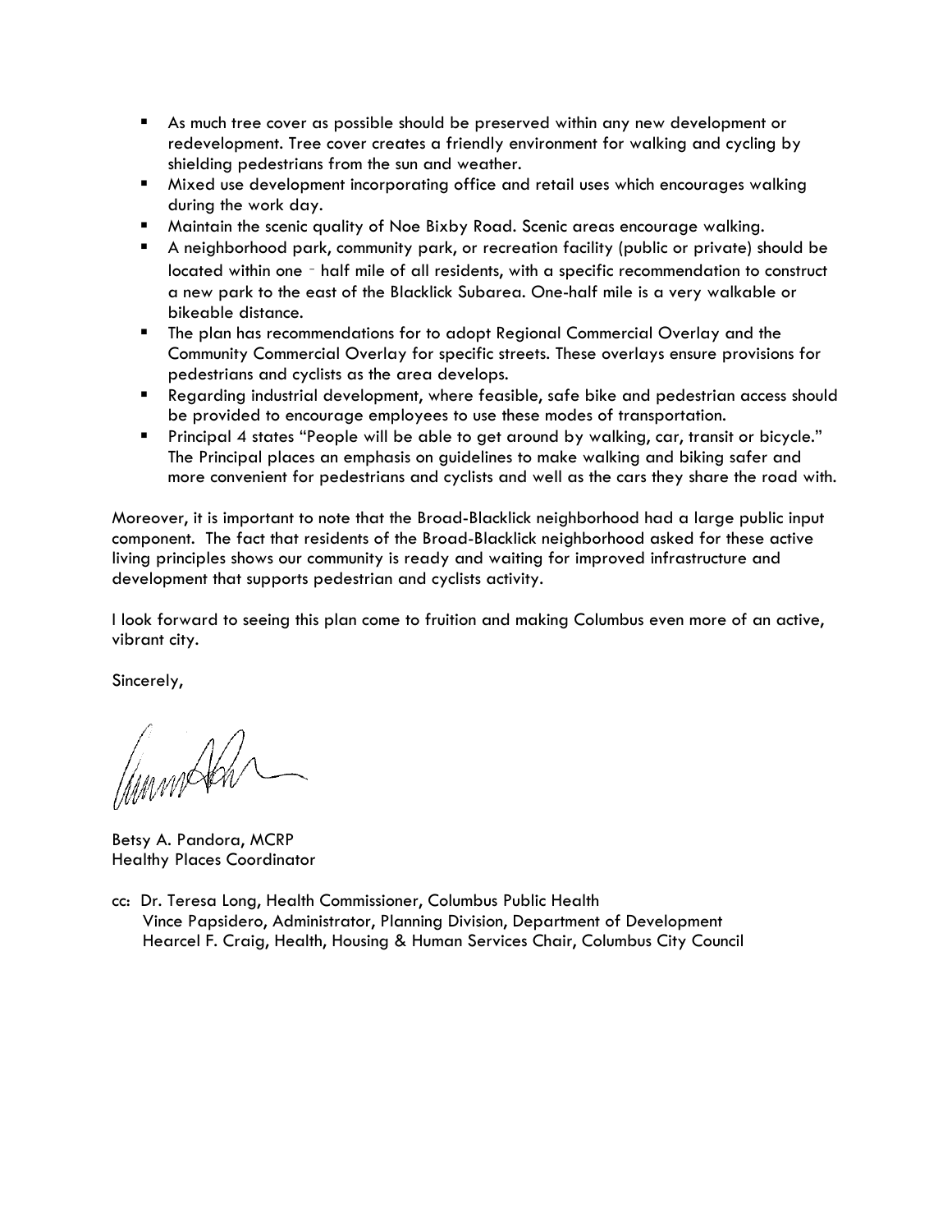- As much tree cover as possible should be preserved within any new development or redevelopment. Tree cover creates a friendly environment for walking and cycling by shielding pedestrians from the sun and weather.
- Mixed use development incorporating office and retail uses which encourages walking during the work day.
- Maintain the scenic quality of Noe Bixby Road. Scenic areas encourage walking.
- A neighborhood park, community park, or recreation facility (public or private) should be located within one - half mile of all residents, with a specific recommendation to construct a new park to the east of the Blacklick Subarea. One-half mile is a very walkable or bikeable distance.
- The plan has recommendations for to adopt Regional Commercial Overlay and the Community Commercial Overlay for specific streets. These overlays ensure provisions for pedestrians and cyclists as the area develops.
- Regarding industrial development, where feasible, safe bike and pedestrian access should be provided to encourage employees to use these modes of transportation.
- Principal 4 states "People will be able to get around by walking, car, transit or bicycle." The Principal places an emphasis on guidelines to make walking and biking safer and more convenient for pedestrians and cyclists and well as the cars they share the road with.

Moreover, it is important to note that the Broad-Blacklick neighborhood had a large public input component. The fact that residents of the Broad-Blacklick neighborhood asked for these active living principles shows our community is ready and waiting for improved infrastructure and development that supports pedestrian and cyclists activity.

I look forward to seeing this plan come to fruition and making Columbus even more of an active, vibrant city.

Sincerely,

Betsy A. Pandora, MCRP
Healthy Places Coordinator

cc: Dr. Teresa Long, Health Commissioner, Columbus Public Health
Vince Papsidero, Administrator, Planning Division, Department of Development
Hearcel F. Craig, Health, Housing & Human Services Chair, Columbus City Council